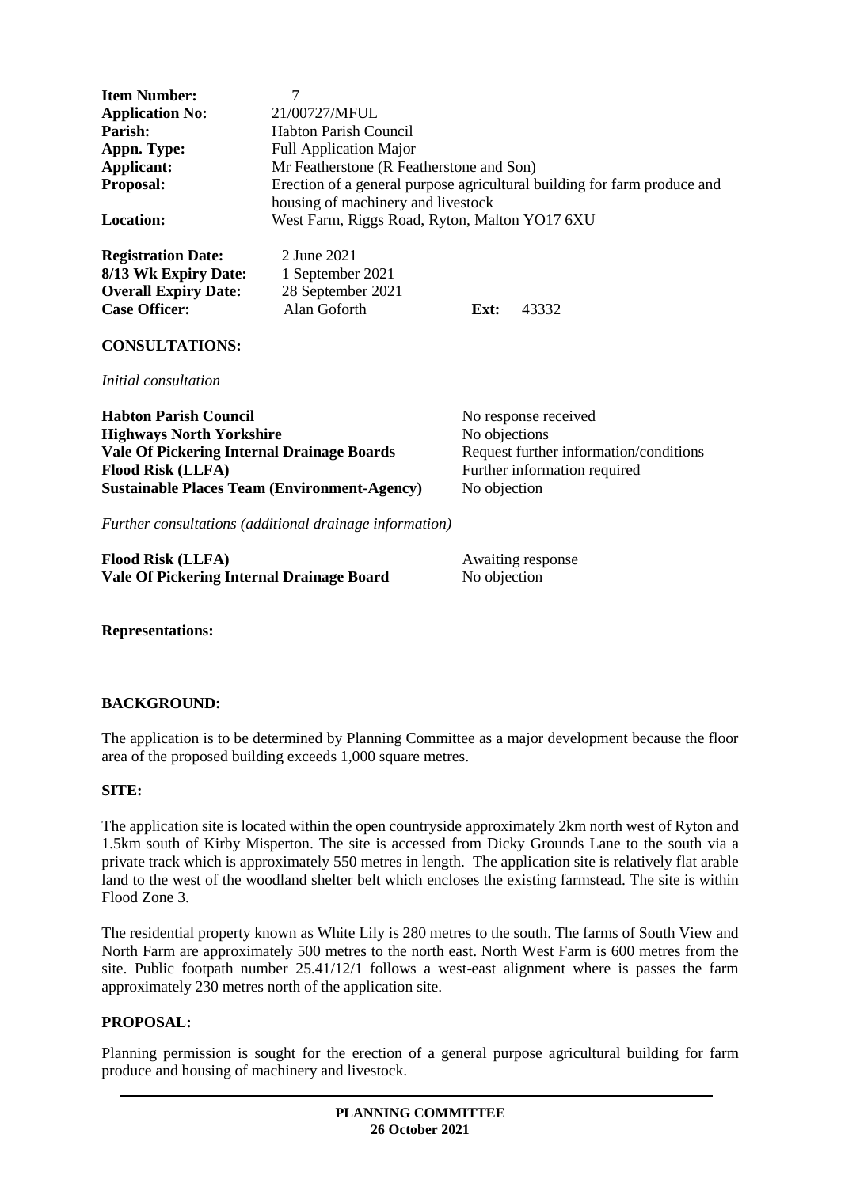| | |
|---|---|
| **Item Number:** | 7 |
| **Application No:** | 21/00727/MFUL |
| **Parish:** | Habton Parish Council |
| **Appn. Type:** | Full Application Major |
| **Applicant:** | Mr Featherstone (R Featherstone and Son) |
| **Proposal:** | Erection of a general purpose agricultural building for farm produce and housing of machinery and livestock |
| **Location:** | West Farm, Riggs Road, Ryton, Malton YO17 6XU |

| | | | |
|---|---|---|---|
| **Registration Date:** | 2 June 2021 | | |
| **8/13 Wk Expiry Date:** | 1 September 2021 | | |
| **Overall Expiry Date:** | 28 September 2021 | | |
| **Case Officer:** | Alan Goforth | **Ext:** | 43332 |

**CONSULTATIONS:**

*Initial consultation*

| | |
|---|---|
| **Habton Parish Council** | No response received |
| **Highways North Yorkshire** | No objections |
| **Vale Of Pickering Internal Drainage Boards** | Request further information/conditions |
| **Flood Risk (LLFA)** | Further information required |
| **Sustainable Places Team (Environment-Agency)** | No objection |

*Further consultations (additional drainage information)*

| | |
|---|---|
| **Flood Risk (LLFA)** | Awaiting response |
| **Vale Of Pickering Internal Drainage Board** | No objection |

**Representations:**

---

**BACKGROUND:**

The application is to be determined by Planning Committee as a major development because the floor area of the proposed building exceeds 1,000 square metres.

**SITE:**

The application site is located within the open countryside approximately 2km north west of Ryton and 1.5km south of Kirby Misperton. The site is accessed from Dicky Grounds Lane to the south via a private track which is approximately 550 metres in length. The application site is relatively flat arable land to the west of the woodland shelter belt which encloses the existing farmstead. The site is within Flood Zone 3.

The residential property known as White Lily is 280 metres to the south. The farms of South View and North Farm are approximately 500 metres to the north east. North West Farm is 600 metres from the site. Public footpath number 25.41/12/1 follows a west-east alignment where is passes the farm approximately 230 metres north of the application site.

**PROPOSAL:**

Planning permission is sought for the erection of a general purpose agricultural building for farm produce and housing of machinery and livestock.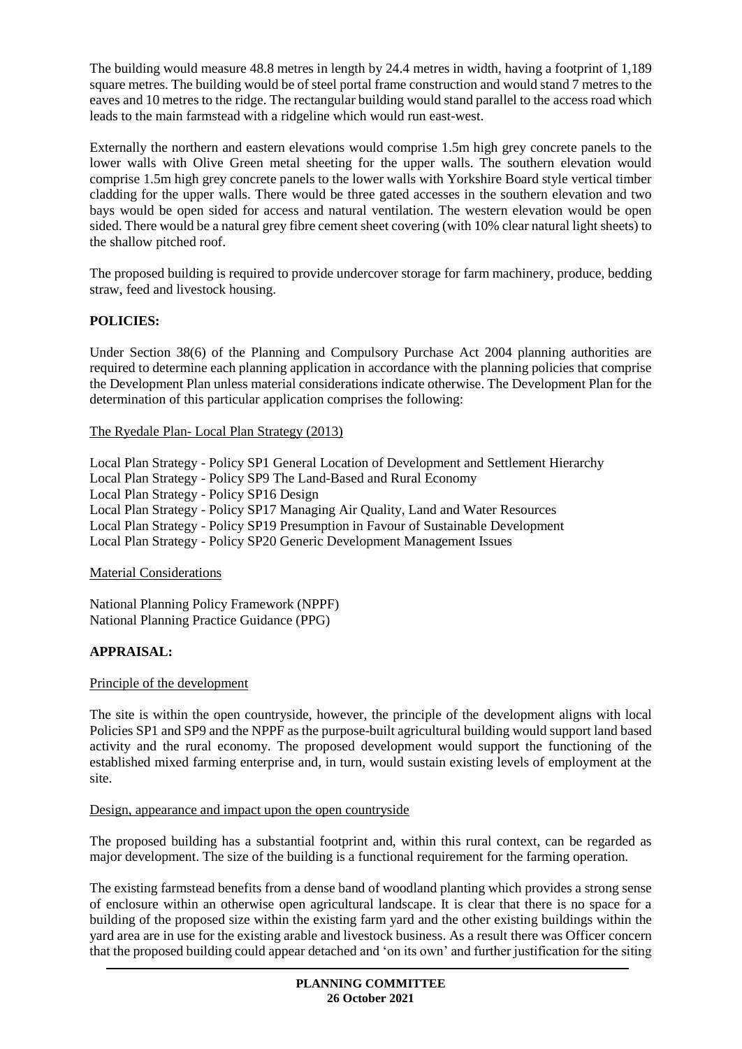The building would measure 48.8 metres in length by 24.4 metres in width, having a footprint of 1,189 square metres. The building would be of steel portal frame construction and would stand 7 metres to the eaves and 10 metres to the ridge. The rectangular building would stand parallel to the access road which leads to the main farmstead with a ridgeline which would run east-west.

Externally the northern and eastern elevations would comprise 1.5m high grey concrete panels to the lower walls with Olive Green metal sheeting for the upper walls. The southern elevation would comprise 1.5m high grey concrete panels to the lower walls with Yorkshire Board style vertical timber cladding for the upper walls. There would be three gated accesses in the southern elevation and two bays would be open sided for access and natural ventilation. The western elevation would be open sided. There would be a natural grey fibre cement sheet covering (with 10% clear natural light sheets) to the shallow pitched roof.

The proposed building is required to provide undercover storage for farm machinery, produce, bedding straw, feed and livestock housing.

## POLICIES:

Under Section 38(6) of the Planning and Compulsory Purchase Act 2004 planning authorities are required to determine each planning application in accordance with the planning policies that comprise the Development Plan unless material considerations indicate otherwise. The Development Plan for the determination of this particular application comprises the following:

The Ryedale Plan- Local Plan Strategy (2013)

Local Plan Strategy - Policy SP1 General Location of Development and Settlement Hierarchy
Local Plan Strategy - Policy SP9 The Land-Based and Rural Economy
Local Plan Strategy - Policy SP16 Design
Local Plan Strategy - Policy SP17 Managing Air Quality, Land and Water Resources
Local Plan Strategy - Policy SP19 Presumption in Favour of Sustainable Development
Local Plan Strategy - Policy SP20 Generic Development Management Issues

Material Considerations

National Planning Policy Framework (NPPF)
National Planning Practice Guidance (PPG)

## APPRAISAL:

Principle of the development

The site is within the open countryside, however, the principle of the development aligns with local Policies SP1 and SP9 and the NPPF as the purpose-built agricultural building would support land based activity and the rural economy. The proposed development would support the functioning of the established mixed farming enterprise and, in turn, would sustain existing levels of employment at the site.

Design, appearance and impact upon the open countryside

The proposed building has a substantial footprint and, within this rural context, can be regarded as major development. The size of the building is a functional requirement for the farming operation.

The existing farmstead benefits from a dense band of woodland planting which provides a strong sense of enclosure within an otherwise open agricultural landscape. It is clear that there is no space for a building of the proposed size within the existing farm yard and the other existing buildings within the yard area are in use for the existing arable and livestock business. As a result there was Officer concern that the proposed building could appear detached and 'on its own' and further justification for the siting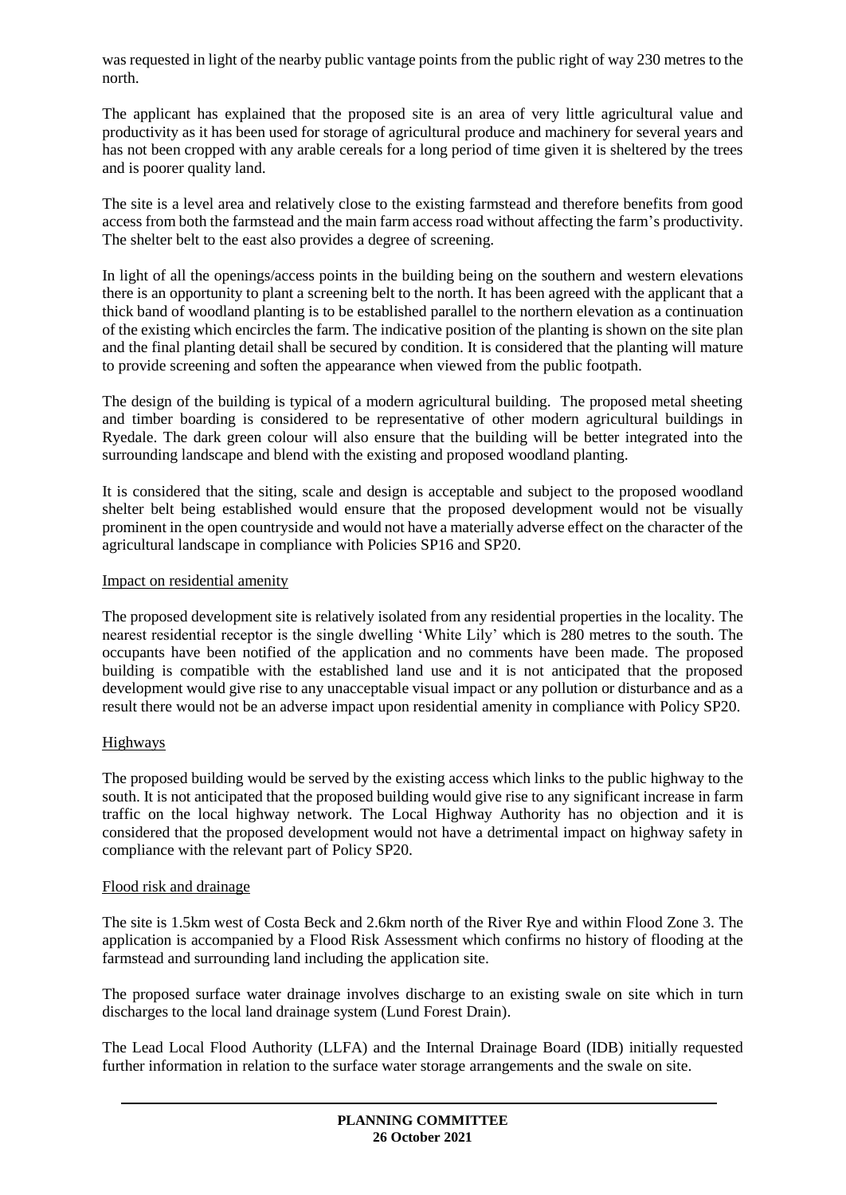was requested in light of the nearby public vantage points from the public right of way 230 metres to the north.

The applicant has explained that the proposed site is an area of very little agricultural value and productivity as it has been used for storage of agricultural produce and machinery for several years and has not been cropped with any arable cereals for a long period of time given it is sheltered by the trees and is poorer quality land.

The site is a level area and relatively close to the existing farmstead and therefore benefits from good access from both the farmstead and the main farm access road without affecting the farm's productivity. The shelter belt to the east also provides a degree of screening.

In light of all the openings/access points in the building being on the southern and western elevations there is an opportunity to plant a screening belt to the north. It has been agreed with the applicant that a thick band of woodland planting is to be established parallel to the northern elevation as a continuation of the existing which encircles the farm. The indicative position of the planting is shown on the site plan and the final planting detail shall be secured by condition. It is considered that the planting will mature to provide screening and soften the appearance when viewed from the public footpath.

The design of the building is typical of a modern agricultural building. The proposed metal sheeting and timber boarding is considered to be representative of other modern agricultural buildings in Ryedale. The dark green colour will also ensure that the building will be better integrated into the surrounding landscape and blend with the existing and proposed woodland planting.

It is considered that the siting, scale and design is acceptable and subject to the proposed woodland shelter belt being established would ensure that the proposed development would not be visually prominent in the open countryside and would not have a materially adverse effect on the character of the agricultural landscape in compliance with Policies SP16 and SP20.

Impact on residential amenity

The proposed development site is relatively isolated from any residential properties in the locality. The nearest residential receptor is the single dwelling 'White Lily' which is 280 metres to the south. The occupants have been notified of the application and no comments have been made. The proposed building is compatible with the established land use and it is not anticipated that the proposed development would give rise to any unacceptable visual impact or any pollution or disturbance and as a result there would not be an adverse impact upon residential amenity in compliance with Policy SP20.

Highways

The proposed building would be served by the existing access which links to the public highway to the south. It is not anticipated that the proposed building would give rise to any significant increase in farm traffic on the local highway network. The Local Highway Authority has no objection and it is considered that the proposed development would not have a detrimental impact on highway safety in compliance with the relevant part of Policy SP20.

Flood risk and drainage

The site is 1.5km west of Costa Beck and 2.6km north of the River Rye and within Flood Zone 3. The application is accompanied by a Flood Risk Assessment which confirms no history of flooding at the farmstead and surrounding land including the application site.

The proposed surface water drainage involves discharge to an existing swale on site which in turn discharges to the local land drainage system (Lund Forest Drain).

The Lead Local Flood Authority (LLFA) and the Internal Drainage Board (IDB) initially requested further information in relation to the surface water storage arrangements and the swale on site.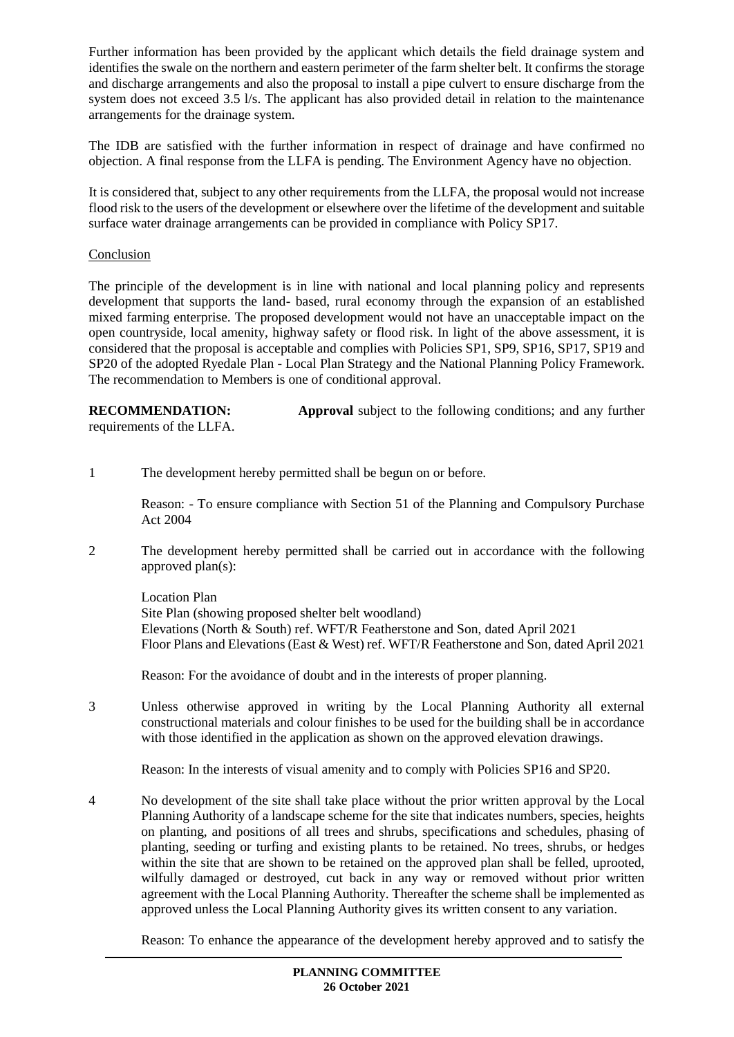Further information has been provided by the applicant which details the field drainage system and identifies the swale on the northern and eastern perimeter of the farm shelter belt. It confirms the storage and discharge arrangements and also the proposal to install a pipe culvert to ensure discharge from the system does not exceed 3.5 l/s. The applicant has also provided detail in relation to the maintenance arrangements for the drainage system.

The IDB are satisfied with the further information in respect of drainage and have confirmed no objection. A final response from the LLFA is pending. The Environment Agency have no objection.

It is considered that, subject to any other requirements from the LLFA, the proposal would not increase flood risk to the users of the development or elsewhere over the lifetime of the development and suitable surface water drainage arrangements can be provided in compliance with Policy SP17.

Conclusion

The principle of the development is in line with national and local planning policy and represents development that supports the land- based, rural economy through the expansion of an established mixed farming enterprise. The proposed development would not have an unacceptable impact on the open countryside, local amenity, highway safety or flood risk. In light of the above assessment, it is considered that the proposal is acceptable and complies with Policies SP1, SP9, SP16, SP17, SP19 and SP20 of the adopted Ryedale Plan - Local Plan Strategy and the National Planning Policy Framework. The recommendation to Members is one of conditional approval.

**RECOMMENDATION:** **Approval** subject to the following conditions; and any further requirements of the LLFA.

1 The development hereby permitted shall be begun on or before.

Reason: - To ensure compliance with Section 51 of the Planning and Compulsory Purchase Act 2004

2 The development hereby permitted shall be carried out in accordance with the following approved plan(s):

Location Plan
Site Plan (showing proposed shelter belt woodland)
Elevations (North & South) ref. WFT/R Featherstone and Son, dated April 2021
Floor Plans and Elevations (East & West) ref. WFT/R Featherstone and Son, dated April 2021

Reason: For the avoidance of doubt and in the interests of proper planning.

3 Unless otherwise approved in writing by the Local Planning Authority all external constructional materials and colour finishes to be used for the building shall be in accordance with those identified in the application as shown on the approved elevation drawings.

Reason: In the interests of visual amenity and to comply with Policies SP16 and SP20.

4 No development of the site shall take place without the prior written approval by the Local Planning Authority of a landscape scheme for the site that indicates numbers, species, heights on planting, and positions of all trees and shrubs, specifications and schedules, phasing of planting, seeding or turfing and existing plants to be retained. No trees, shrubs, or hedges within the site that are shown to be retained on the approved plan shall be felled, uprooted, wilfully damaged or destroyed, cut back in any way or removed without prior written agreement with the Local Planning Authority. Thereafter the scheme shall be implemented as approved unless the Local Planning Authority gives its written consent to any variation.

Reason: To enhance the appearance of the development hereby approved and to satisfy the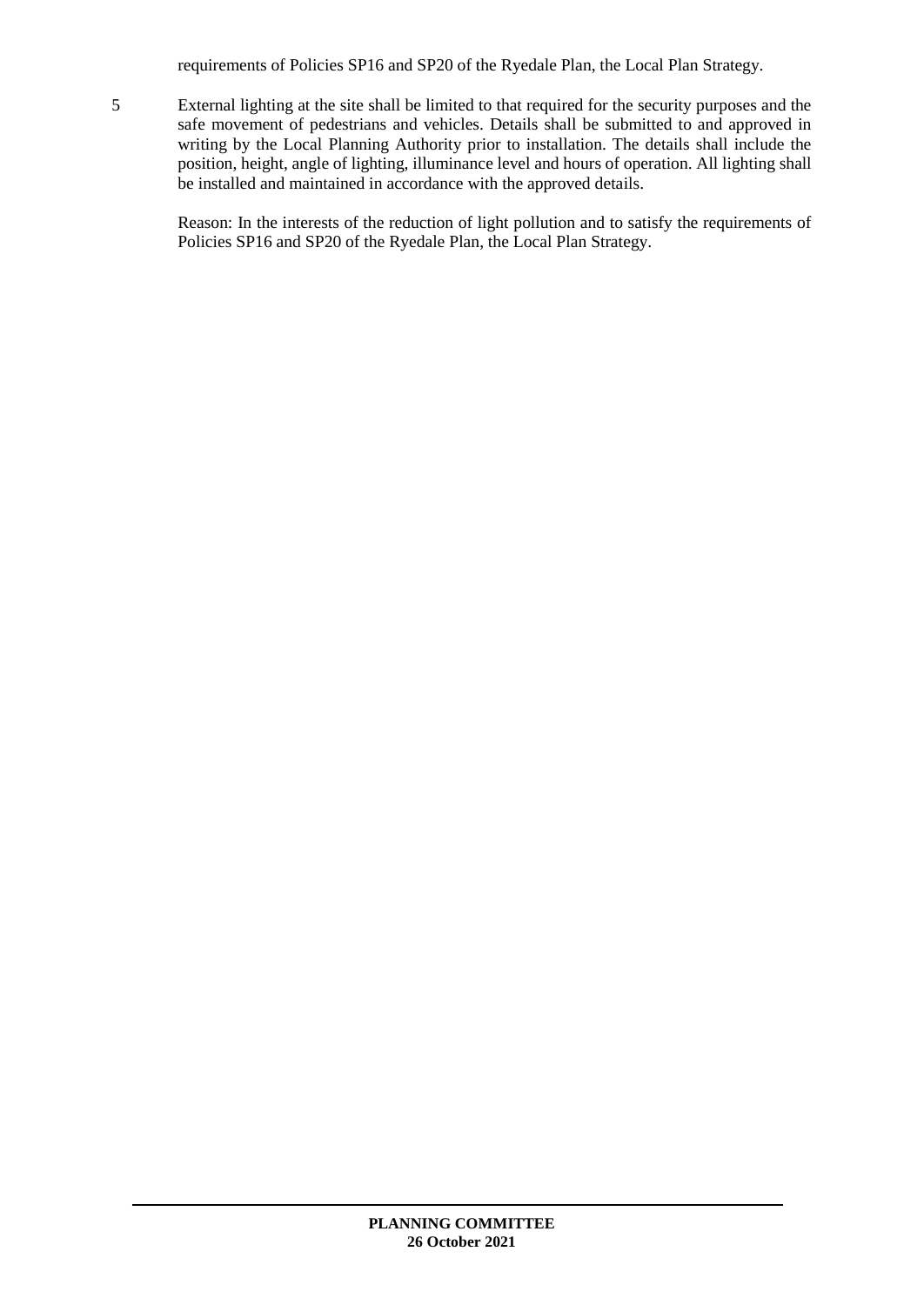requirements of Policies SP16 and SP20 of the Ryedale Plan, the Local Plan Strategy.

5 External lighting at the site shall be limited to that required for the security purposes and the safe movement of pedestrians and vehicles. Details shall be submitted to and approved in writing by the Local Planning Authority prior to installation. The details shall include the position, height, angle of lighting, illuminance level and hours of operation. All lighting shall be installed and maintained in accordance with the approved details.

Reason: In the interests of the reduction of light pollution and to satisfy the requirements of Policies SP16 and SP20 of the Ryedale Plan, the Local Plan Strategy.